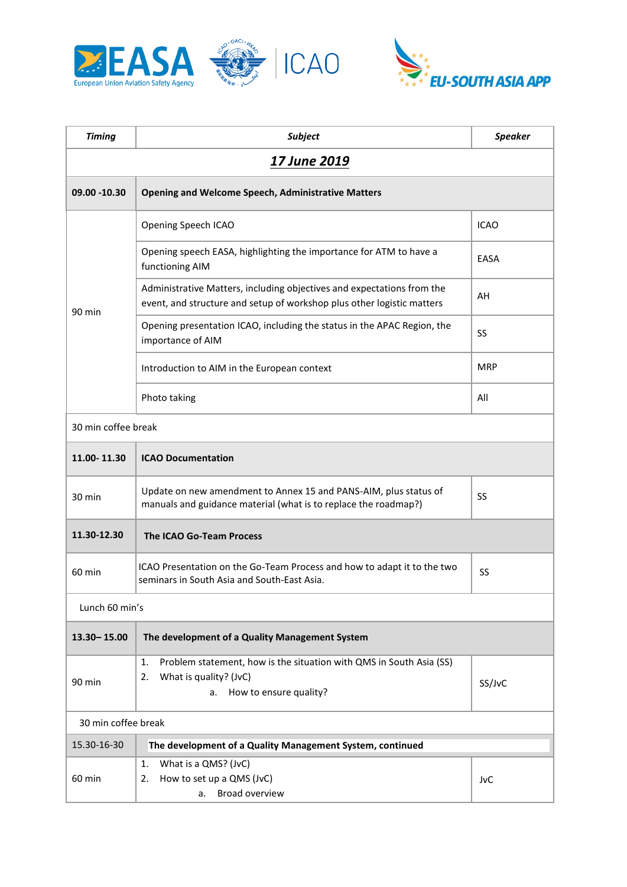| *Timing* | *Subject* | *Speaker* |
|---|---|---|
| ***17 June 2019*** | | |
| **09.00 -10.30** | **Opening and Welcome Speech, Administrative Matters** | |
| 90 min | Opening Speech ICAO | ICAO |
| | Opening speech EASA, highlighting the importance for ATM to have a functioning AIM | EASA |
| | Administrative Matters, including objectives and expectations from the event, and structure and setup of workshop plus other logistic matters | AH |
| | Opening presentation ICAO, including the status in the APAC Region, the importance of AIM | SS |
| | Introduction to AIM in the European context | MRP |
| | Photo taking | All |
| 30 min coffee break | | |
| **11.00- 11.30** | **ICAO Documentation** | |
| 30 min | Update on new amendment to Annex 15 and PANS-AIM, plus status of manuals and guidance material (what is to replace the roadmap?) | SS |
| **11.30-12.30** | **The ICAO Go-Team Process** | |
| 60 min | ICAO Presentation on the Go-Team Process and how to adapt it to the two seminars in South Asia and South-East Asia. | SS |
| Lunch 60 min's | | |
| **13.30– 15.00** | **The development of a Quality Management System** | |
| 90 min | 1. Problem statement, how is the situation with QMS in South Asia (SS)<br>2. What is quality? (JvC)<br>a. How to ensure quality? | SS/JvC |
| 30 min coffee break | | |
| 15.30-16-30 | **The development of a Quality Management System, continued** | |
| 60 min | 1. What is a QMS? (JvC)<br>2. How to set up a QMS (JvC)<br>a. Broad overview | JvC |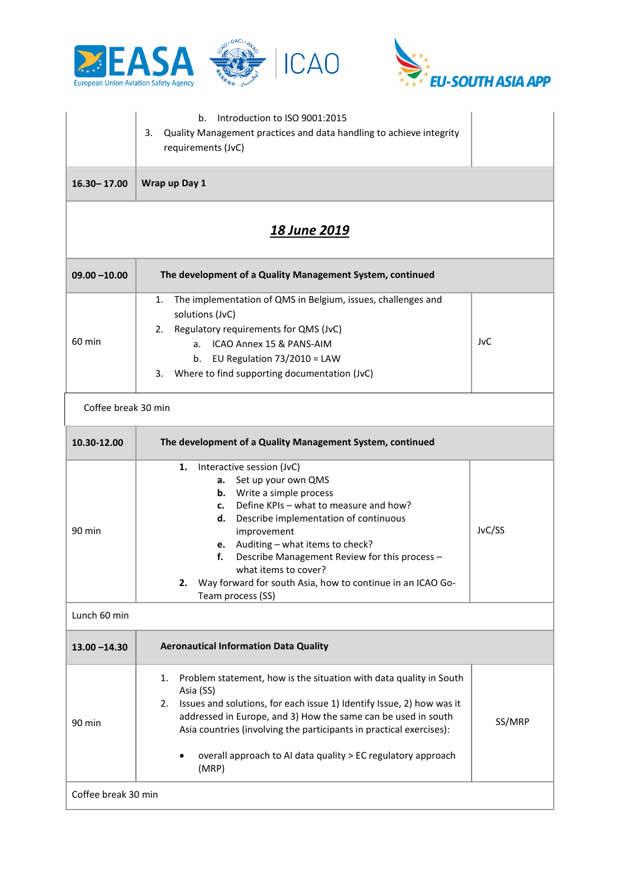| | | |
|---|---|---|
| | b. Introduction to ISO 9001:2015<br>3. Quality Management practices and data handling to achieve integrity requirements (JvC) | |
| **16.30– 17.00** | **Wrap up Day 1** | |

## *18 June 2019*

| | | |
|---|---|---|
| **09.00 –10.00** | **The development of a Quality Management System, continued** | |
| 60 min | 1. The implementation of QMS in Belgium, issues, challenges and solutions (JvC)<br>2. Regulatory requirements for QMS (JvC)<br>  a. ICAO Annex 15 & PANS-AIM<br>  b. EU Regulation 73/2010 = LAW<br>3. Where to find supporting documentation (JvC) | JvC |
| Coffee break 30 min | | |
| **10.30-12.00** | **The development of a Quality Management System, continued** | |
| 90 min | **1.** Interactive session (JvC)<br>  **a.** Set up your own QMS<br>  **b.** Write a simple process<br>  **c.** Define KPIs – what to measure and how?<br>  **d.** Describe implementation of continuous improvement<br>  **e.** Auditing – what items to check?<br>  **f.** Describe Management Review for this process – what items to cover?<br>**2.** Way forward for south Asia, how to continue in an ICAO Go-Team process (SS) | JvC/SS |
| Lunch 60 min | | |
| **13.00 –14.30** | **Aeronautical Information Data Quality** | |
| 90 min | 1. Problem statement, how is the situation with data quality in South Asia (SS)<br>2. Issues and solutions, for each issue 1) Identify Issue, 2) how was it addressed in Europe, and 3) How the same can be used in south Asia countries (involving the participants in practical exercises):<br><br>• overall approach to AI data quality > EC regulatory approach (MRP) | SS/MRP |
| Coffee break 30 min | | |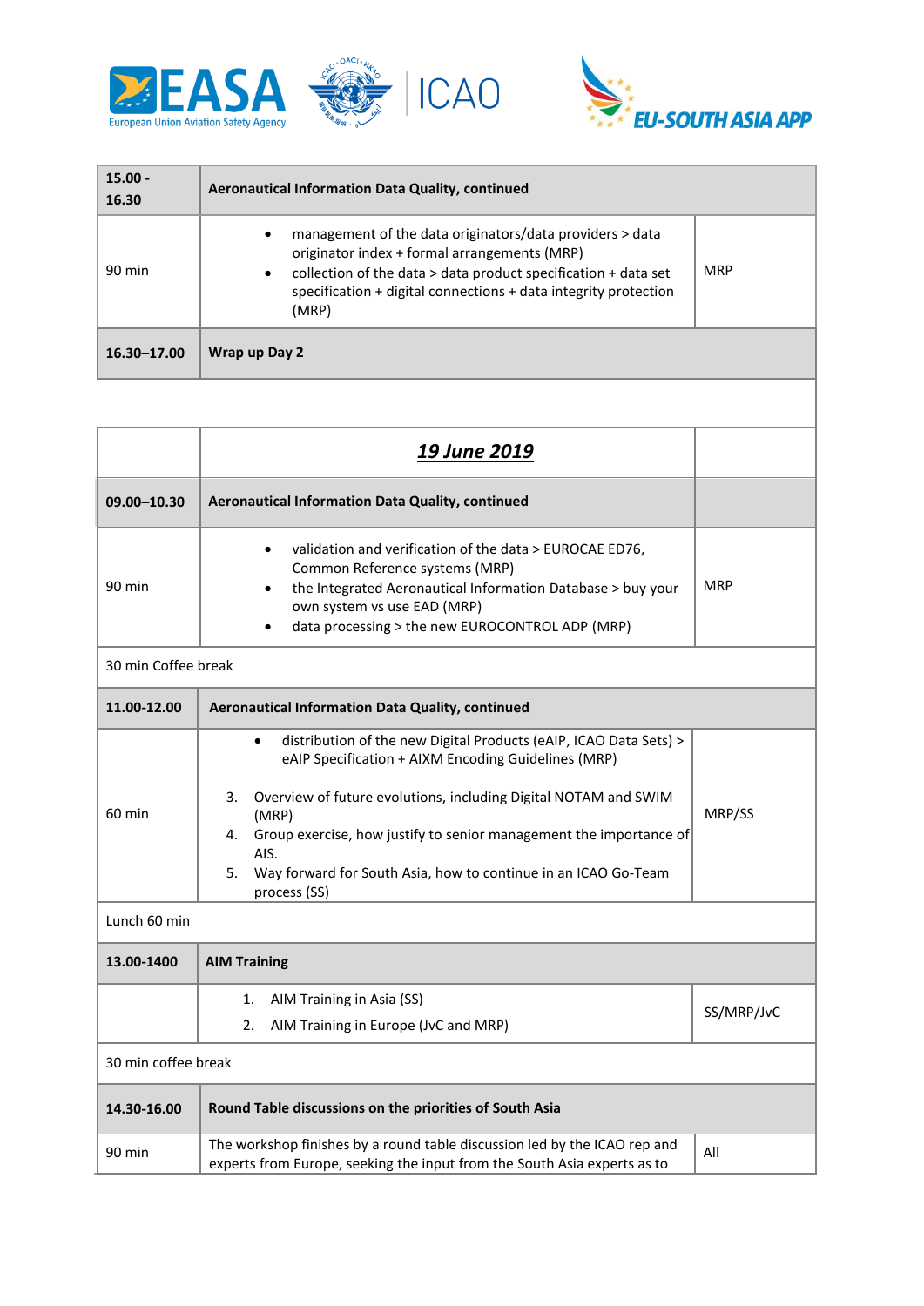| 15.00 - 16.30 | **Aeronautical Information Data Quality, continued** | |
|---|---|---|
| 90 min | • management of the data originators/data providers > data originator index + formal arrangements (MRP)<br>• collection of the data > data product specification + data set specification + digital connections + data integrity protection (MRP) | MRP |
| **16.30–17.00** | **Wrap up Day 2** | |

| | ***19 June 2019*** | |
|---|---|---|
| **09.00–10.30** | **Aeronautical Information Data Quality, continued** | |
| 90 min | • validation and verification of the data > EUROCAE ED76, Common Reference systems (MRP)<br>• the Integrated Aeronautical Information Database > buy your own system vs use EAD (MRP)<br>• data processing > the new EUROCONTROL ADP (MRP) | MRP |
| 30 min Coffee break | | |
| **11.00-12.00** | **Aeronautical Information Data Quality, continued** | |
| 60 min | • distribution of the new Digital Products (eAIP, ICAO Data Sets) > eAIP Specification + AIXM Encoding Guidelines (MRP)<br><br>3. Overview of future evolutions, including Digital NOTAM and SWIM (MRP)<br>4. Group exercise, how justify to senior management the importance of AIS.<br>5. Way forward for South Asia, how to continue in an ICAO Go-Team process (SS) | MRP/SS |
| Lunch 60 min | | |
| **13.00-1400** | **AIM Training** | |
| | 1. AIM Training in Asia (SS)<br>2. AIM Training in Europe (JvC and MRP) | SS/MRP/JvC |
| 30 min coffee break | | |
| **14.30-16.00** | **Round Table discussions on the priorities of South Asia** | |
| 90 min | The workshop finishes by a round table discussion led by the ICAO rep and experts from Europe, seeking the input from the South Asia experts as to | All |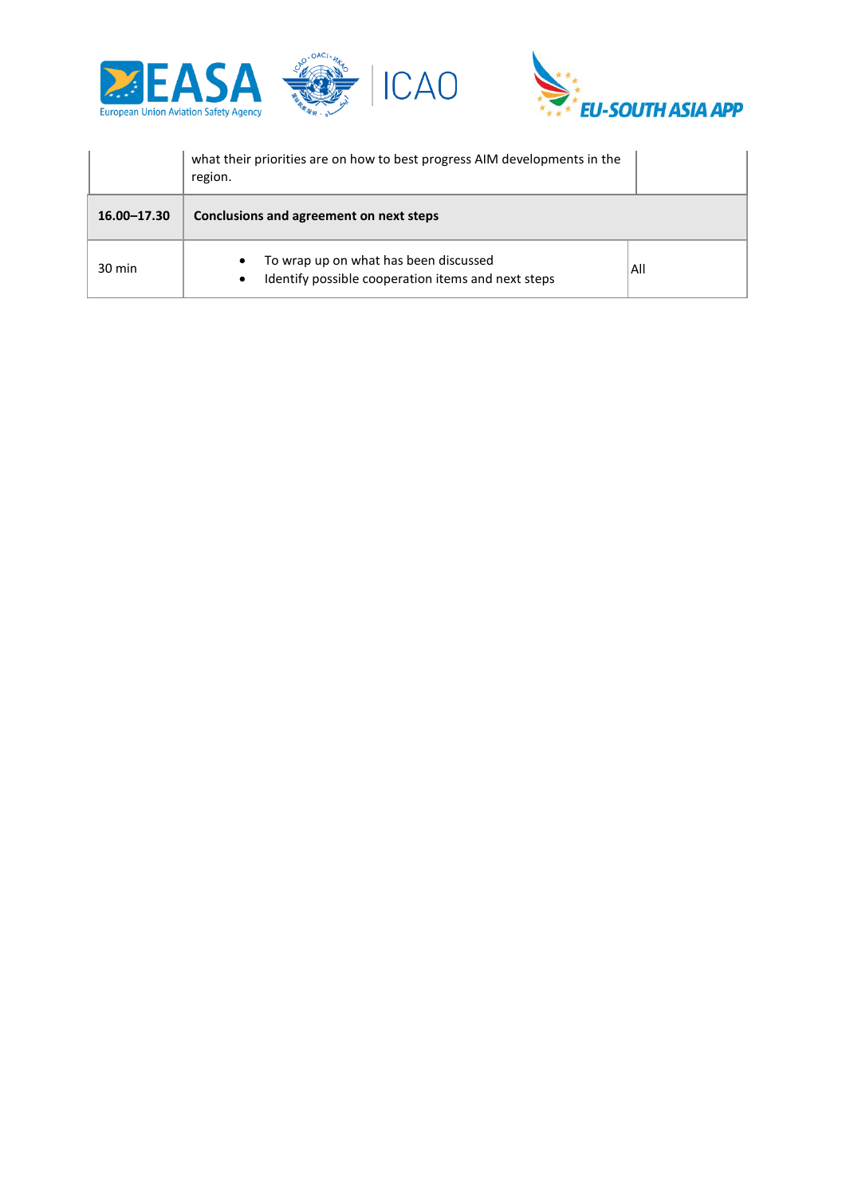| | | |
|---|---|---|
| | what their priorities are on how to best progress AIM developments in the region. | |
| **16.00–17.30** | **Conclusions and agreement on next steps** | |
| 30 min | • To wrap up on what has been discussed<br>• Identify possible cooperation items and next steps | All |